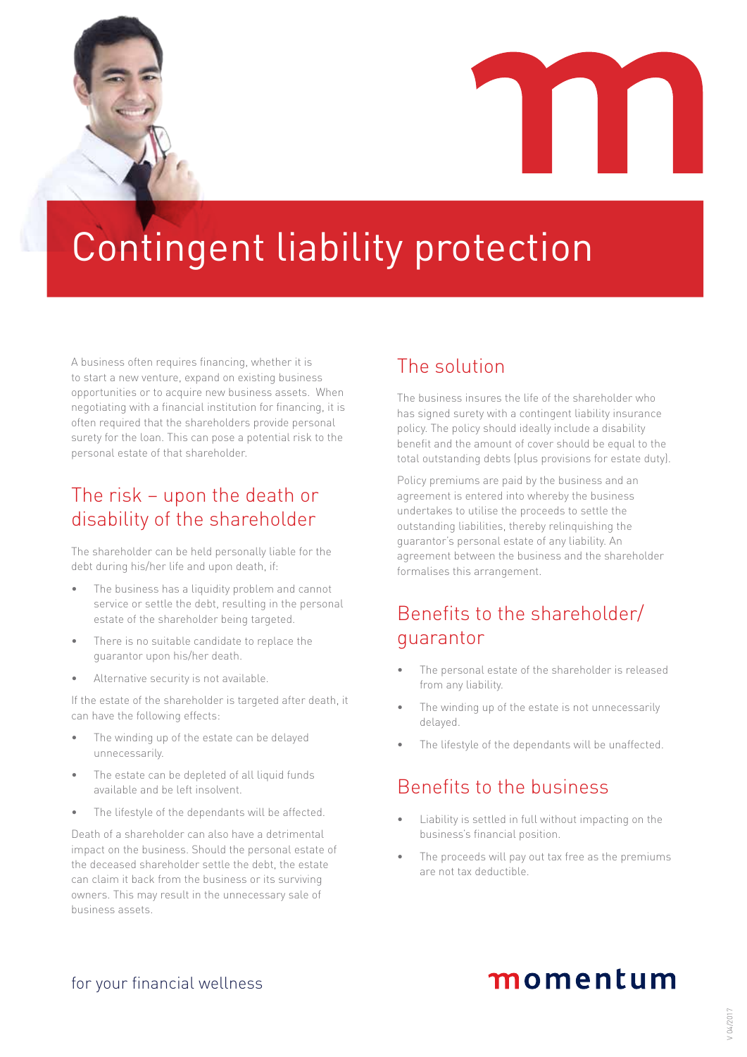# Contingent liability protection

A business often requires financing, whether it is to start a new venture, expand on existing business opportunities or to acquire new business assets. When negotiating with a financial institution for financing, it is often required that the shareholders provide personal surety for the loan. This can pose a potential risk to the personal estate of that shareholder.

## The risk – upon the death or disability of the shareholder

The shareholder can be held personally liable for the debt during his/her life and upon death, if:

- The business has a liquidity problem and cannot service or settle the debt, resulting in the personal estate of the shareholder being targeted.
- There is no suitable candidate to replace the guarantor upon his/her death.
- Alternative security is not available.

If the estate of the shareholder is targeted after death, it can have the following effects:

- The winding up of the estate can be delayed unnecessarily.
- The estate can be depleted of all liquid funds available and be left insolvent.
- The lifestyle of the dependants will be affected.

Death of a shareholder can also have a detrimental impact on the business. Should the personal estate of the deceased shareholder settle the debt, the estate can claim it back from the business or its surviving owners. This may result in the unnecessary sale of business assets.

## The solution

The business insures the life of the shareholder who has signed surety with a contingent liability insurance policy. The policy should ideally include a disability benefit and the amount of cover should be equal to the total outstanding debts (plus provisions for estate duty).

Policy premiums are paid by the business and an agreement is entered into whereby the business undertakes to utilise the proceeds to settle the outstanding liabilities, thereby relinquishing the guarantor's personal estate of any liability. An agreement between the business and the shareholder formalises this arrangement.

## Benefits to the shareholder/ guarantor

- The personal estate of the shareholder is released from any liability.
- The winding up of the estate is not unnecessarily delayed.
- The lifestyle of the dependants will be unaffected.

## Benefits to the business

- Liability is settled in full without impacting on the business's financial position.
- The proceeds will pay out tax free as the premiums are not tax deductible.

for your financial wellness

momentum

V 04/2017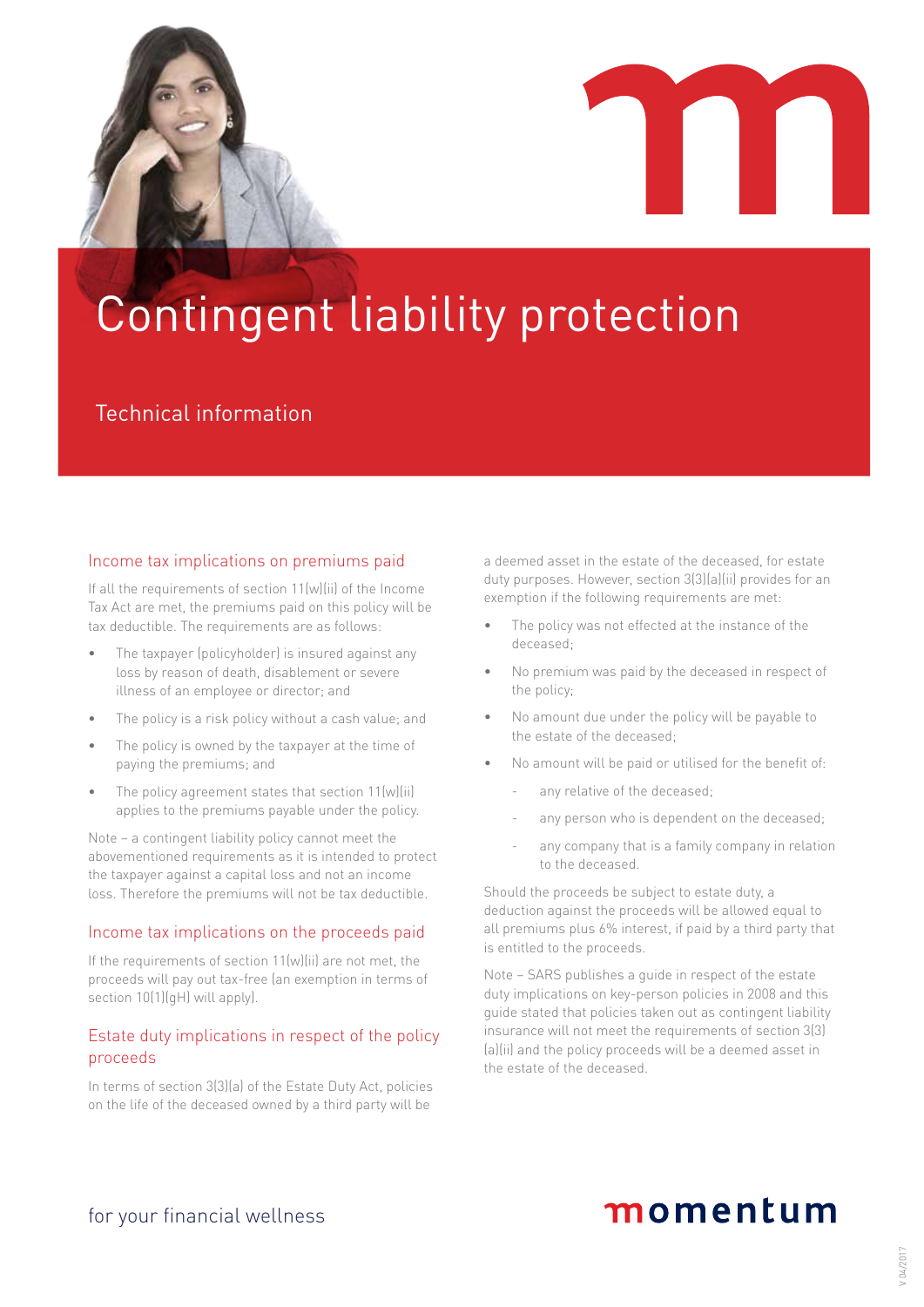# Contingent liability protection

## Technical information

### Income tax implications on premiums paid

If all the requirements of section 11(w)(ii) of the Income Tax Act are met, the premiums paid on this policy will be tax deductible. The requirements are as follows:

- The taxpayer (policyholder) is insured against any loss by reason of death, disablement or severe illness of an employee or director; and
- The policy is a risk policy without a cash value; and
- The policy is owned by the taxpayer at the time of paying the premiums; and
- The policy agreement states that section 11(w)(ii) applies to the premiums payable under the policy.

Note – a contingent liability policy cannot meet the abovementioned requirements as it is intended to protect the taxpayer against a capital loss and not an income loss. Therefore the premiums will not be tax deductible.

### Income tax implications on the proceeds paid

If the requirements of section 11(w)(ii) are not met, the proceeds will pay out tax-free (an exemption in terms of section 10(1)(gH) will apply).

### Estate duty implications in respect of the policy proceeds

In terms of section 3(3)(a) of the Estate Duty Act, policies on the life of the deceased owned by a third party will be a deemed asset in the estate of the deceased, for estate duty purposes. However, section 3(3)(a)(ii) provides for an exemption if the following requirements are met:

- The policy was not effected at the instance of the deceased;
- No premium was paid by the deceased in respect of the policy;
- No amount due under the policy will be payable to the estate of the deceased;
- No amount will be paid or utilised for the benefit of:
  - any relative of the deceased;
  - any person who is dependent on the deceased;
  - any company that is a family company in relation to the deceased.

Should the proceeds be subject to estate duty, a deduction against the proceeds will be allowed equal to all premiums plus 6% interest, if paid by a third party that is entitled to the proceeds.

Note – SARS publishes a guide in respect of the estate duty implications on key-person policies in 2008 and this guide stated that policies taken out as contingent liability insurance will not meet the requirements of section 3(3)(a)(ii) and the policy proceeds will be a deemed asset in the estate of the deceased.

for your financial wellness

momentum

V 04/2017